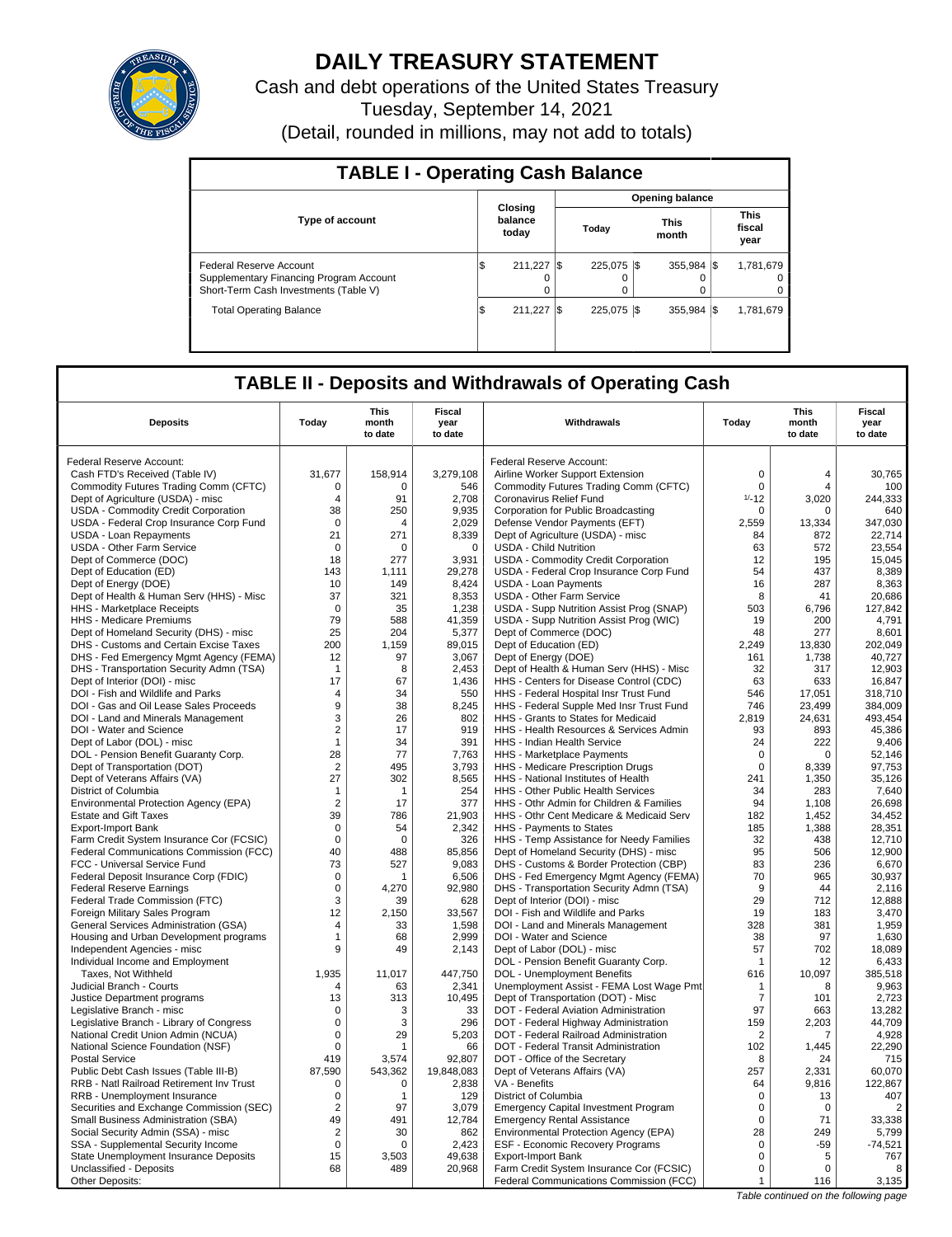# DAILY TREASURY STATEMENT

Cash and debt operations of the United States Treasury

Tuesday, September 14, 2021

(Detail, rounded in millions, may not add to totals)

## TABLE I - Operating Cash Balance

| Type of account | Closing balance today | Opening balance Today | Opening balance This month | Opening balance This fiscal year |
|---|---|---|---|---|
| Federal Reserve Account | $ 211,227 | $ 225,075 | $ 355,984 | $ 1,781,679 |
| Supplementary Financing Program Account | 0 | 0 | 0 | 0 |
| Short-Term Cash Investments (Table V) | 0 | 0 | 0 | 0 |
| Total Operating Balance | $ 211,227 | $ 225,075 | $ 355,984 | $ 1,781,679 |

## TABLE II - Deposits and Withdrawals of Operating Cash

| Deposits | Today | This month to date | Fiscal year to date | Withdrawals | Today | This month to date | Fiscal year to date |
|---|---|---|---|---|---|---|---|
| Federal Reserve Account: | | | | Federal Reserve Account: | | | |
| Cash FTD's Received (Table IV) | 31,677 | 158,914 | 3,279,108 | Airline Worker Support Extension | 0 | 4 | 30,765 |
| Commodity Futures Trading Comm (CFTC) | 0 | 0 | 546 | Commodity Futures Trading Comm (CFTC) | 0 | 4 | 100 |
| Dept of Agriculture (USDA) - misc | 4 | 91 | 2,708 | Coronavirus Relief Fund | 1/-12 | 3,020 | 244,333 |
| USDA - Commodity Credit Corporation | 38 | 250 | 9,935 | Corporation for Public Broadcasting | 0 | 0 | 640 |
| USDA - Federal Crop Insurance Corp Fund | 0 | 4 | 2,029 | Defense Vendor Payments (EFT) | 2,559 | 13,334 | 347,030 |
| USDA - Loan Repayments | 21 | 271 | 8,339 | Dept of Agriculture (USDA) - misc | 84 | 872 | 22,714 |
| USDA - Other Farm Service | 0 | 0 | 0 | USDA - Child Nutrition | 63 | 572 | 23,554 |
| Dept of Commerce (DOC) | 18 | 277 | 3,931 | USDA - Commodity Credit Corporation | 12 | 195 | 15,045 |
| Dept of Education (ED) | 143 | 1,111 | 29,278 | USDA - Federal Crop Insurance Corp Fund | 54 | 437 | 8,389 |
| Dept of Energy (DOE) | 10 | 149 | 8,424 | USDA - Loan Payments | 16 | 287 | 8,363 |
| Dept of Health & Human Serv (HHS) - Misc | 37 | 321 | 8,353 | USDA - Other Farm Service | 8 | 41 | 20,686 |
| HHS - Marketplace Receipts | 0 | 35 | 1,238 | USDA - Supp Nutrition Assist Prog (SNAP) | 503 | 6,796 | 127,842 |
| HHS - Medicare Premiums | 79 | 588 | 41,359 | USDA - Supp Nutrition Assist Prog (WIC) | 19 | 200 | 4,791 |
| Dept of Homeland Security (DHS) - misc | 25 | 204 | 5,377 | Dept of Commerce (DOC) | 48 | 277 | 8,601 |
| DHS - Customs and Certain Excise Taxes | 200 | 1,159 | 89,015 | Dept of Education (ED) | 2,249 | 13,830 | 202,049 |
| DHS - Fed Emergency Mgmt Agency (FEMA) | 12 | 97 | 3,067 | Dept of Energy (DOE) | 161 | 1,738 | 40,727 |
| DHS - Transportation Security Admn (TSA) | 1 | 8 | 2,453 | Dept of Health & Human Serv (HHS) - Misc | 32 | 317 | 12,903 |
| Dept of Interior (DOI) - misc | 17 | 67 | 1,436 | HHS - Centers for Disease Control (CDC) | 63 | 633 | 16,847 |
| DOI - Fish and Wildlife and Parks | 4 | 34 | 550 | HHS - Federal Hospital Insr Trust Fund | 546 | 17,051 | 318,710 |
| DOI - Gas and Oil Lease Sales Proceeds | 9 | 38 | 8,245 | HHS - Federal Supple Med Insr Trust Fund | 746 | 23,499 | 384,009 |
| DOI - Land and Minerals Management | 3 | 26 | 802 | HHS - Grants to States for Medicaid | 2,819 | 24,631 | 493,454 |
| DOI - Water and Science | 2 | 17 | 919 | HHS - Health Resources & Services Admin | 93 | 893 | 45,386 |
| Dept of Labor (DOL) - misc | 1 | 34 | 391 | HHS - Indian Health Service | 24 | 222 | 9,406 |
| DOL - Pension Benefit Guaranty Corp. | 28 | 77 | 7,763 | HHS - Marketplace Payments | 0 | 0 | 52,146 |
| Dept of Transportation (DOT) | 2 | 495 | 3,793 | HHS - Medicare Prescription Drugs | 0 | 8,339 | 97,753 |
| Dept of Veterans Affairs (VA) | 27 | 302 | 8,565 | HHS - National Institutes of Health | 241 | 1,350 | 35,126 |
| District of Columbia | 1 | 1 | 254 | HHS - Other Public Health Services | 34 | 283 | 7,640 |
| Environmental Protection Agency (EPA) | 2 | 17 | 377 | HHS - Othr Admin for Children & Families | 94 | 1,108 | 26,698 |
| Estate and Gift Taxes | 39 | 786 | 21,903 | HHS - Othr Cent Medicare & Medicaid Serv | 182 | 1,452 | 34,452 |
| Export-Import Bank | 0 | 54 | 2,342 | HHS - Payments to States | 185 | 1,388 | 28,351 |
| Farm Credit System Insurance Cor (FCSIC) | 0 | 0 | 326 | HHS - Temp Assistance for Needy Families | 32 | 438 | 12,710 |
| Federal Communications Commission (FCC) | 40 | 488 | 85,856 | Dept of Homeland Security (DHS) - misc | 95 | 506 | 12,900 |
| FCC - Universal Service Fund | 73 | 527 | 9,083 | DHS - Customs & Border Protection (CBP) | 83 | 236 | 6,670 |
| Federal Deposit Insurance Corp (FDIC) | 0 | 1 | 6,506 | DHS - Fed Emergency Mgmt Agency (FEMA) | 70 | 965 | 30,937 |
| Federal Reserve Earnings | 0 | 4,270 | 92,980 | DHS - Transportation Security Admn (TSA) | 9 | 44 | 2,116 |
| Federal Trade Commission (FTC) | 3 | 39 | 628 | Dept of Interior (DOI) - misc | 29 | 712 | 12,888 |
| Foreign Military Sales Program | 12 | 2,150 | 33,567 | DOI - Fish and Wildlife and Parks | 19 | 183 | 3,470 |
| General Services Administration (GSA) | 4 | 33 | 1,598 | DOI - Land and Minerals Management | 328 | 381 | 1,959 |
| Housing and Urban Development programs | 1 | 68 | 2,999 | DOI - Water and Science | 38 | 97 | 1,630 |
| Independent Agencies - misc | 9 | 49 | 2,143 | Dept of Labor (DOL) - misc | 57 | 702 | 18,089 |
| Individual Income and Employment | | | | DOL - Pension Benefit Guaranty Corp. | 1 | 12 | 6,433 |
| Taxes, Not Withheld | 1,935 | 11,017 | 447,750 | DOL - Unemployment Benefits | 616 | 10,097 | 385,518 |
| Judicial Branch - Courts | 4 | 63 | 2,341 | Unemployment Assist - FEMA Lost Wage Pmt | 1 | 8 | 9,963 |
| Justice Department programs | 13 | 313 | 10,495 | Dept of Transportation (DOT) - Misc | 7 | 101 | 2,723 |
| Legislative Branch - misc | 0 | 3 | 33 | DOT - Federal Aviation Administration | 97 | 663 | 13,282 |
| Legislative Branch - Library of Congress | 0 | 3 | 296 | DOT - Federal Highway Administration | 159 | 2,203 | 44,709 |
| National Credit Union Admin (NCUA) | 0 | 29 | 5,203 | DOT - Federal Railroad Administration | 2 | 7 | 4,928 |
| National Science Foundation (NSF) | 0 | 1 | 66 | DOT - Federal Transit Administration | 102 | 1,445 | 22,290 |
| Postal Service | 419 | 3,574 | 92,807 | DOT - Office of the Secretary | 8 | 24 | 715 |
| Public Debt Cash Issues (Table III-B) | 87,590 | 543,362 | 19,848,083 | Dept of Veterans Affairs (VA) | 257 | 2,331 | 60,070 |
| RRB - Natl Railroad Retirement Inv Trust | 0 | 0 | 2,838 | VA - Benefits | 64 | 9,816 | 122,867 |
| RRB - Unemployment Insurance | 0 | 1 | 129 | District of Columbia | 0 | 13 | 407 |
| Securities and Exchange Commission (SEC) | 2 | 97 | 3,079 | Emergency Capital Investment Program | 0 | 0 | 2 |
| Small Business Administration (SBA) | 49 | 491 | 12,784 | Emergency Rental Assistance | 0 | 71 | 33,338 |
| Social Security Admin (SSA) - misc | 2 | 30 | 862 | Environmental Protection Agency (EPA) | 28 | 249 | 5,799 |
| SSA - Supplemental Security Income | 0 | 0 | 2,423 | ESF - Economic Recovery Programs | 0 | -59 | -74,521 |
| State Unemployment Insurance Deposits | 15 | 3,503 | 49,638 | Export-Import Bank | 0 | 5 | 767 |
| Unclassified - Deposits | 68 | 489 | 20,968 | Farm Credit System Insurance Cor (FCSIC) | 0 | 0 | 8 |
| Other Deposits: | | | | Federal Communications Commission (FCC) | 1 | 116 | 3,135 |

*Table continued on the following page*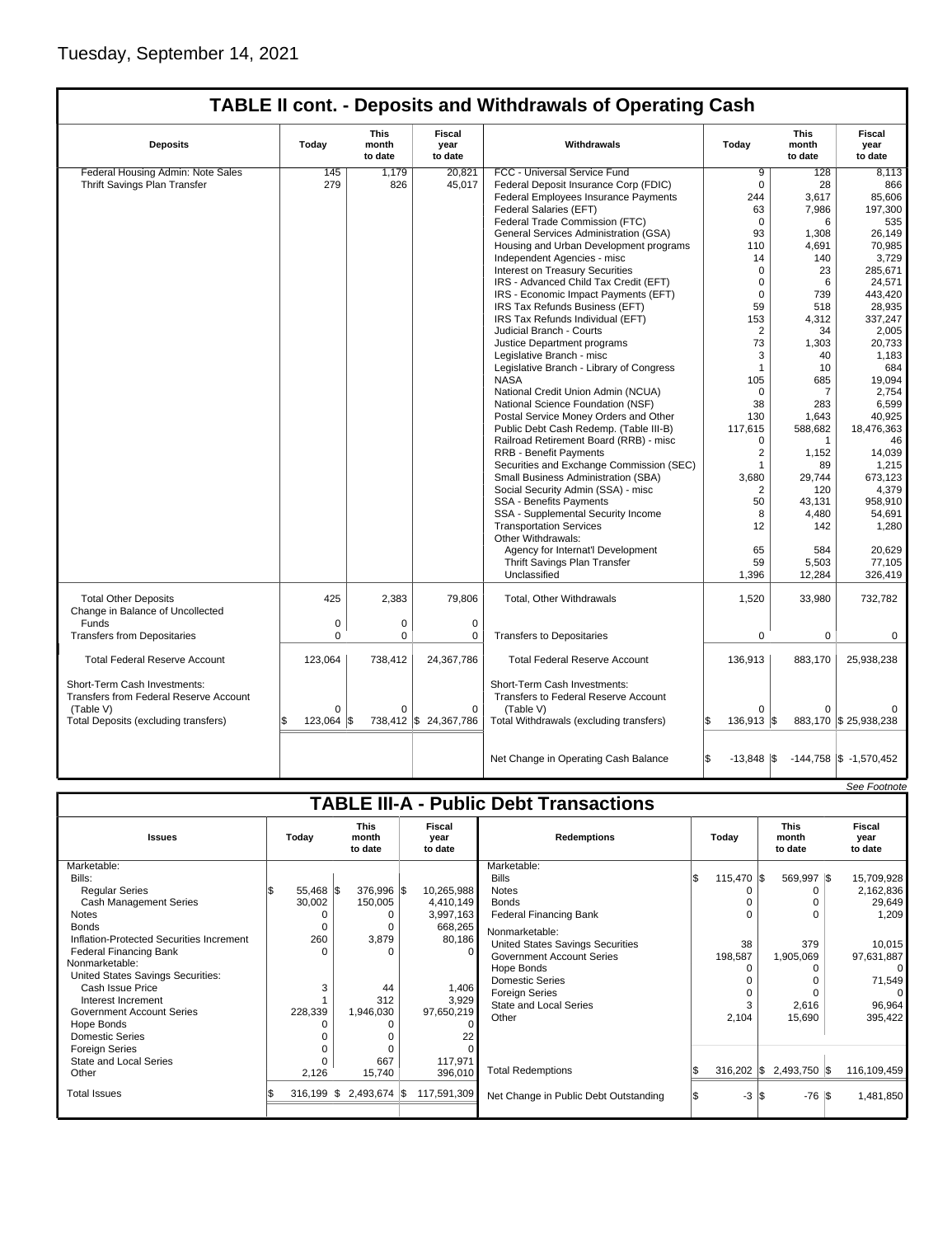Tuesday, September 14, 2021

## TABLE II cont. - Deposits and Withdrawals of Operating Cash

| Deposits | Today | This month to date | Fiscal year to date | Withdrawals | Today | This month to date | Fiscal year to date |
|---|---|---|---|---|---|---|---|
| Federal Housing Admin: Note Sales | 145 | 1,179 | 20,821 | FCC - Universal Service Fund | 9 | 128 | 8,113 |
| Thrift Savings Plan Transfer | 279 | 826 | 45,017 | Federal Deposit Insurance Corp (FDIC) | 0 | 28 | 866 |
| | | | | Federal Employees Insurance Payments | 244 | 3,617 | 85,606 |
| | | | | Federal Salaries (EFT) | 63 | 7,986 | 197,300 |
| | | | | Federal Trade Commission (FTC) | 0 | 6 | 535 |
| | | | | General Services Administration (GSA) | 93 | 1,308 | 26,149 |
| | | | | Housing and Urban Development programs | 110 | 4,691 | 70,985 |
| | | | | Independent Agencies - misc | 14 | 140 | 3,729 |
| | | | | Interest on Treasury Securities | 0 | 23 | 285,671 |
| | | | | IRS - Advanced Child Tax Credit (EFT) | 0 | 6 | 24,571 |
| | | | | IRS - Economic Impact Payments (EFT) | 0 | 739 | 443,420 |
| | | | | IRS Tax Refunds Business (EFT) | 59 | 518 | 28,935 |
| | | | | IRS Tax Refunds Individual (EFT) | 153 | 4,312 | 337,247 |
| | | | | Judicial Branch - Courts | 2 | 34 | 2,005 |
| | | | | Justice Department programs | 73 | 1,303 | 20,733 |
| | | | | Legislative Branch - misc | 3 | 40 | 1,183 |
| | | | | Legislative Branch - Library of Congress | 1 | 10 | 684 |
| | | | | NASA | 105 | 685 | 19,094 |
| | | | | National Credit Union Admin (NCUA) | 0 | 7 | 2,754 |
| | | | | National Science Foundation (NSF) | 38 | 283 | 6,599 |
| | | | | Postal Service Money Orders and Other | 130 | 1,643 | 40,925 |
| | | | | Public Debt Cash Redemp. (Table III-B) | 117,615 | 588,682 | 18,476,363 |
| | | | | Railroad Retirement Board (RRB) - misc | 0 | 1 | 46 |
| | | | | RRB - Benefit Payments | 2 | 1,152 | 14,039 |
| | | | | Securities and Exchange Commission (SEC) | 1 | 89 | 1,215 |
| | | | | Small Business Administration (SBA) | 3,680 | 29,744 | 673,123 |
| | | | | Social Security Admin (SSA) - misc | 2 | 120 | 4,379 |
| | | | | SSA - Benefits Payments | 50 | 43,131 | 958,910 |
| | | | | SSA - Supplemental Security Income | 8 | 4,480 | 54,691 |
| | | | | Transportation Services | 12 | 142 | 1,280 |
| | | | | Other Withdrawals: | | | |
| | | | | Agency for Internat'l Development | 65 | 584 | 20,629 |
| | | | | Thrift Savings Plan Transfer | 59 | 5,503 | 77,105 |
| | | | | Unclassified | 1,396 | 12,284 | 326,419 |
| Total Other Deposits | 425 | 2,383 | 79,806 | Total, Other Withdrawals | 1,520 | 33,980 | 732,782 |
| Change in Balance of Uncollected Funds | 0 | 0 | 0 | | | | |
| Transfers from Depositaries | 0 | 0 | 0 | Transfers to Depositaries | 0 | 0 | 0 |
| Total Federal Reserve Account | 123,064 | 738,412 | 24,367,786 | Total Federal Reserve Account | 136,913 | 883,170 | 25,938,238 |
| Short-Term Cash Investments: Transfers from Federal Reserve Account (Table V) | 0 | 0 | 0 | Short-Term Cash Investments: Transfers to Federal Reserve Account (Table V) | 0 | 0 | 0 |
| Total Deposits (excluding transfers) | $ 123,064 | $ 738,412 | $ 24,367,786 | Total Withdrawals (excluding transfers) | $ 136,913 | $ 883,170 | $ 25,938,238 |
| | | | | Net Change in Operating Cash Balance | $ -13,848 | $ -144,758 | $ -1,570,452 |

*See Footnote*

## TABLE III-A - Public Debt Transactions

| Issues | Today | This month to date | Fiscal year to date | Redemptions | Today | This month to date | Fiscal year to date |
|---|---|---|---|---|---|---|---|
| Marketable: | | | | Marketable: | | | |
| Bills: | | | | Bills | $ 115,470 | $ 569,997 | $ 15,709,928 |
| Regular Series | $ 55,468 | $ 376,996 | $ 10,265,988 | Notes | 0 | 0 | 2,162,836 |
| Cash Management Series | 30,002 | 150,005 | 4,410,149 | Bonds | 0 | 0 | 29,649 |
| Notes | 0 | 0 | 3,997,163 | Federal Financing Bank | 0 | 0 | 1,209 |
| Bonds | 0 | 0 | 668,265 | Nonmarketable: | | | |
| Inflation-Protected Securities Increment | 260 | 3,879 | 80,186 | United States Savings Securities | 38 | 379 | 10,015 |
| Federal Financing Bank | 0 | 0 | 0 | Government Account Series | 198,587 | 1,905,069 | 97,631,887 |
| Nonmarketable: | | | | Hope Bonds | 0 | 0 | 0 |
| United States Savings Securities: | | | | Domestic Series | 0 | 0 | 71,549 |
| Cash Issue Price | 3 | 44 | 1,406 | Foreign Series | 0 | 0 | 0 |
| Interest Increment | 1 | 312 | 3,929 | State and Local Series | 3 | 2,616 | 96,964 |
| Government Account Series | 228,339 | 1,946,030 | 97,650,219 | Other | 2,104 | 15,690 | 395,422 |
| Hope Bonds | 0 | 0 | 0 | | | | |
| Domestic Series | 0 | 0 | 22 | | | | |
| Foreign Series | 0 | 0 | 0 | | | | |
| State and Local Series | 0 | 667 | 117,971 | | | | |
| Other | 2,126 | 15,740 | 396,010 | Total Redemptions | $ 316,202 | $ 2,493,750 | $ 116,109,459 |
| Total Issues | $ 316,199 | $ 2,493,674 | $ 117,591,309 | Net Change in Public Debt Outstanding | $ -3 | $ -76 | $ 1,481,850 |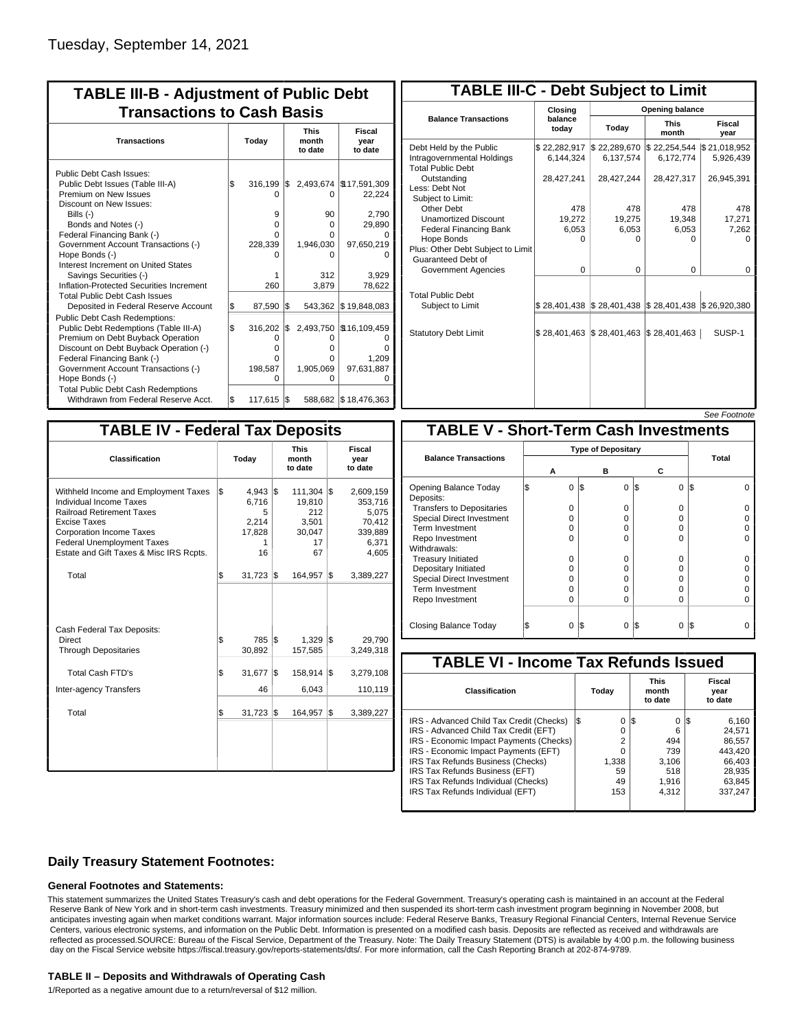Tuesday, September 14, 2021

## TABLE III-B - Adjustment of Public Debt Transactions to Cash Basis

| Transactions | Today | This month to date | Fiscal year to date |
|---|---|---|---|
| Public Debt Cash Issues: | | | |
| Public Debt Issues (Table III-A) | $ 316,199 | $ 2,493,674 | $17,591,309 |
| Premium on New Issues | 0 | 0 | 22,224 |
| Discount on New Issues: | | | |
| Bills (-) | 9 | 90 | 2,790 |
| Bonds and Notes (-) | 0 | 0 | 29,890 |
| Federal Financing Bank (-) | 0 | 0 | 0 |
| Government Account Transactions (-) | 228,339 | 1,946,030 | 97,650,219 |
| Hope Bonds (-) | 0 | 0 | 0 |
| Interest Increment on United States Savings Securities (-) | 1 | 312 | 3,929 |
| Inflation-Protected Securities Increment | 260 | 3,879 | 78,622 |
| Total Public Debt Cash Issues Deposited in Federal Reserve Account | $ 87,590 | $ 543,362 | $ 19,848,083 |
| Public Debt Cash Redemptions: | | | |
| Public Debt Redemptions (Table III-A) | $ 316,202 | $ 2,493,750 | $16,109,459 |
| Premium on Debt Buyback Operation | 0 | 0 | 0 |
| Discount on Debt Buyback Operation (-) | 0 | 0 | 0 |
| Federal Financing Bank (-) | 0 | 0 | 1,209 |
| Government Account Transactions (-) | 198,587 | 1,905,069 | 97,631,887 |
| Hope Bonds (-) | 0 | 0 | 0 |
| Total Public Debt Cash Redemptions Withdrawn from Federal Reserve Acct. | $ 117,615 | $ 588,682 | $ 18,476,363 |

## TABLE III-C - Debt Subject to Limit

| Balance Transactions | Closing balance today | Opening balance Today | Opening balance This month | Opening balance Fiscal year |
|---|---|---|---|---|
| Debt Held by the Public | $ 22,282,917 | $ 22,289,670 | $ 22,254,544 | $ 21,018,952 |
| Intragovernmental Holdings | 6,144,324 | 6,137,574 | 6,172,774 | 5,926,439 |
| Total Public Debt Outstanding | 28,427,241 | 28,427,244 | 28,427,317 | 26,945,391 |
| Less: Debt Not Subject to Limit: | | | | |
| Other Debt | 478 | 478 | 478 | 478 |
| Unamortized Discount | 19,272 | 19,275 | 19,348 | 17,271 |
| Federal Financing Bank | 6,053 | 6,053 | 6,053 | 7,262 |
| Hope Bonds | 0 | 0 | 0 | 0 |
| Plus: Other Debt Subject to Limit Guaranteed Debt of Government Agencies | 0 | 0 | 0 | 0 |
| Total Public Debt Subject to Limit | $ 28,401,438 | $ 28,401,438 | $ 28,401,438 | $ 26,920,380 |
| Statutory Debt Limit | $ 28,401,463 | $ 28,401,463 | $ 28,401,463 | SUSP-1 |

*See Footnote*

## TABLE IV - Federal Tax Deposits

| Classification | Today | This month to date | Fiscal year to date |
|---|---|---|---|
| Withheld Income and Employment Taxes | $ 4,943 | $ 111,304 | $ 2,609,159 |
| Individual Income Taxes | 6,716 | 19,810 | 353,716 |
| Railroad Retirement Taxes | 5 | 212 | 5,075 |
| Excise Taxes | 2,214 | 3,501 | 70,412 |
| Corporation Income Taxes | 17,828 | 30,047 | 339,889 |
| Federal Unemployment Taxes | 1 | 17 | 6,371 |
| Estate and Gift Taxes & Misc IRS Rcpts. | 16 | 67 | 4,605 |
| Total | $ 31,723 | $ 164,957 | $ 3,389,227 |
| Cash Federal Tax Deposits: | | | |
| Direct | $ 785 | $ 1,329 | $ 29,790 |
| Through Depositaries | 30,892 | 157,585 | 3,249,318 |
| Total Cash FTD's | $ 31,677 | $ 158,914 | $ 3,279,108 |
| Inter-agency Transfers | 46 | 6,043 | 110,119 |
| Total | $ 31,723 | $ 164,957 | $ 3,389,227 |

## TABLE V - Short-Term Cash Investments

| Balance Transactions | A | B | C | Total |
|---|---|---|---|---|
| Opening Balance Today | $ 0 | $ 0 | $ 0 | $ 0 |
| Deposits: | | | | |
| Transfers to Depositaries | 0 | 0 | 0 | 0 |
| Special Direct Investment | 0 | 0 | 0 | 0 |
| Term Investment | 0 | 0 | 0 | 0 |
| Repo Investment | 0 | 0 | 0 | 0 |
| Withdrawals: | | | | |
| Treasury Initiated | 0 | 0 | 0 | 0 |
| Depositary Initiated | 0 | 0 | 0 | 0 |
| Special Direct Investment | 0 | 0 | 0 | 0 |
| Term Investment | 0 | 0 | 0 | 0 |
| Repo Investment | 0 | 0 | 0 | 0 |
| Closing Balance Today | $ 0 | $ 0 | $ 0 | $ 0 |

## TABLE VI - Income Tax Refunds Issued

| Classification | Today | This month to date | Fiscal year to date |
|---|---|---|---|
| IRS - Advanced Child Tax Credit (Checks) | $ 0 | $ 0 | $ 6,160 |
| IRS - Advanced Child Tax Credit (EFT) | 0 | 6 | 24,571 |
| IRS - Economic Impact Payments (Checks) | 2 | 494 | 86,557 |
| IRS - Economic Impact Payments (EFT) | 0 | 739 | 443,420 |
| IRS Tax Refunds Business (Checks) | 1,338 | 3,106 | 66,403 |
| IRS Tax Refunds Business (EFT) | 59 | 518 | 28,935 |
| IRS Tax Refunds Individual (Checks) | 49 | 1,916 | 63,845 |
| IRS Tax Refunds Individual (EFT) | 153 | 4,312 | 337,247 |

### Daily Treasury Statement Footnotes:

#### General Footnotes and Statements:

This statement summarizes the United States Treasury's cash and debt operations for the Federal Government. Treasury's operating cash is maintained in an account at the Federal Reserve Bank of New York and in short-term cash investments. Treasury minimized and then suspended its short-term cash investment program beginning in November 2008, but anticipates investing again when market conditions warrant. Major information sources include: Federal Reserve Banks, Treasury Regional Financial Centers, Internal Revenue Service Centers, various electronic systems, and information on the Public Debt. Information is presented on a modified cash basis. Deposits are reflected as received and withdrawals are reflected as processed.SOURCE: Bureau of the Fiscal Service, Department of the Treasury. Note: The Daily Treasury Statement (DTS) is available by 4:00 p.m. the following business day on the Fiscal Service website https://fiscal.treasury.gov/reports-statements/dts/. For more information, call the Cash Reporting Branch at 202-874-9789.

#### TABLE II – Deposits and Withdrawals of Operating Cash

1/Reported as a negative amount due to a return/reversal of $12 million.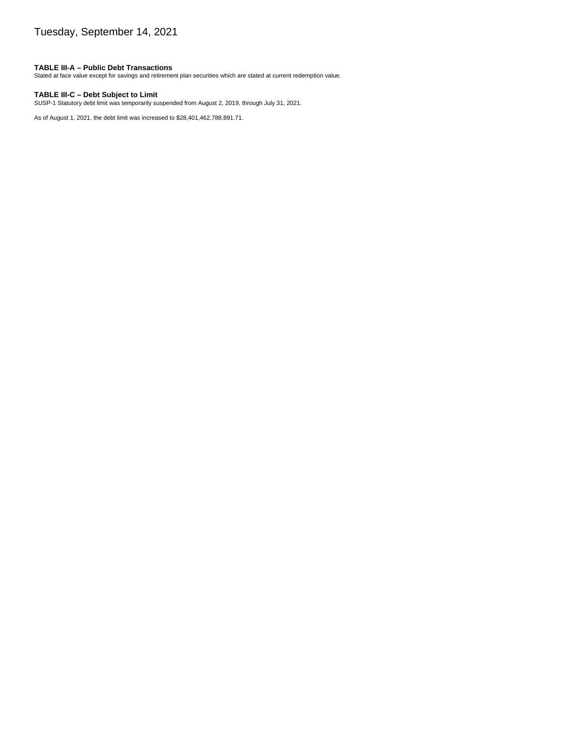Tuesday, September 14, 2021

**TABLE III-A – Public Debt Transactions**

Stated at face value except for savings and retirement plan securities which are stated at current redemption value.

**TABLE III-C – Debt Subject to Limit**

SUSP-1 Statutory debt limit was temporarily suspended from August 2, 2019, through July 31, 2021.

As of August 1, 2021, the debt limit was increased to $28,401,462,788,891.71.